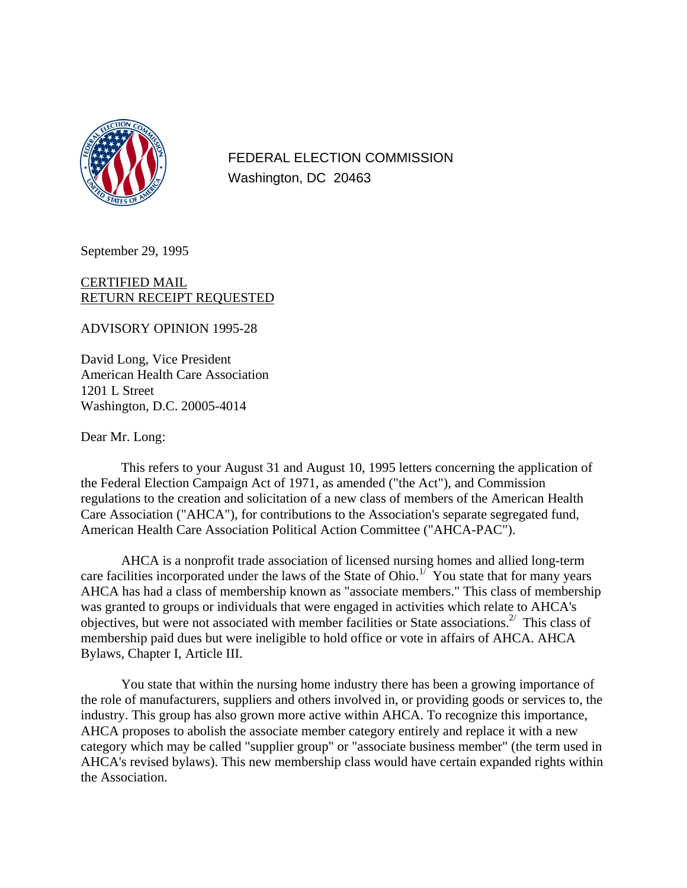FEDERAL ELECTION COMMISSION
Washington, DC 20463

September 29, 1995

CERTIFIED MAIL
RETURN RECEIPT REQUESTED

ADVISORY OPINION 1995-28

David Long, Vice President
American Health Care Association
1201 L Street
Washington, D.C. 20005-4014

Dear Mr. Long:

This refers to your August 31 and August 10, 1995 letters concerning the application of the Federal Election Campaign Act of 1971, as amended ("the Act"), and Commission regulations to the creation and solicitation of a new class of members of the American Health Care Association ("AHCA"), for contributions to the Association's separate segregated fund, American Health Care Association Political Action Committee ("AHCA-PAC").

AHCA is a nonprofit trade association of licensed nursing homes and allied long-term care facilities incorporated under the laws of the State of Ohio.[1/] You state that for many years AHCA has had a class of membership known as "associate members." This class of membership was granted to groups or individuals that were engaged in activities which relate to AHCA's objectives, but were not associated with member facilities or State associations.[2/] This class of membership paid dues but were ineligible to hold office or vote in affairs of AHCA. AHCA Bylaws, Chapter I, Article III.

You state that within the nursing home industry there has been a growing importance of the role of manufacturers, suppliers and others involved in, or providing goods or services to, the industry. This group has also grown more active within AHCA. To recognize this importance, AHCA proposes to abolish the associate member category entirely and replace it with a new category which may be called "supplier group" or "associate business member" (the term used in AHCA's revised bylaws). This new membership class would have certain expanded rights within the Association.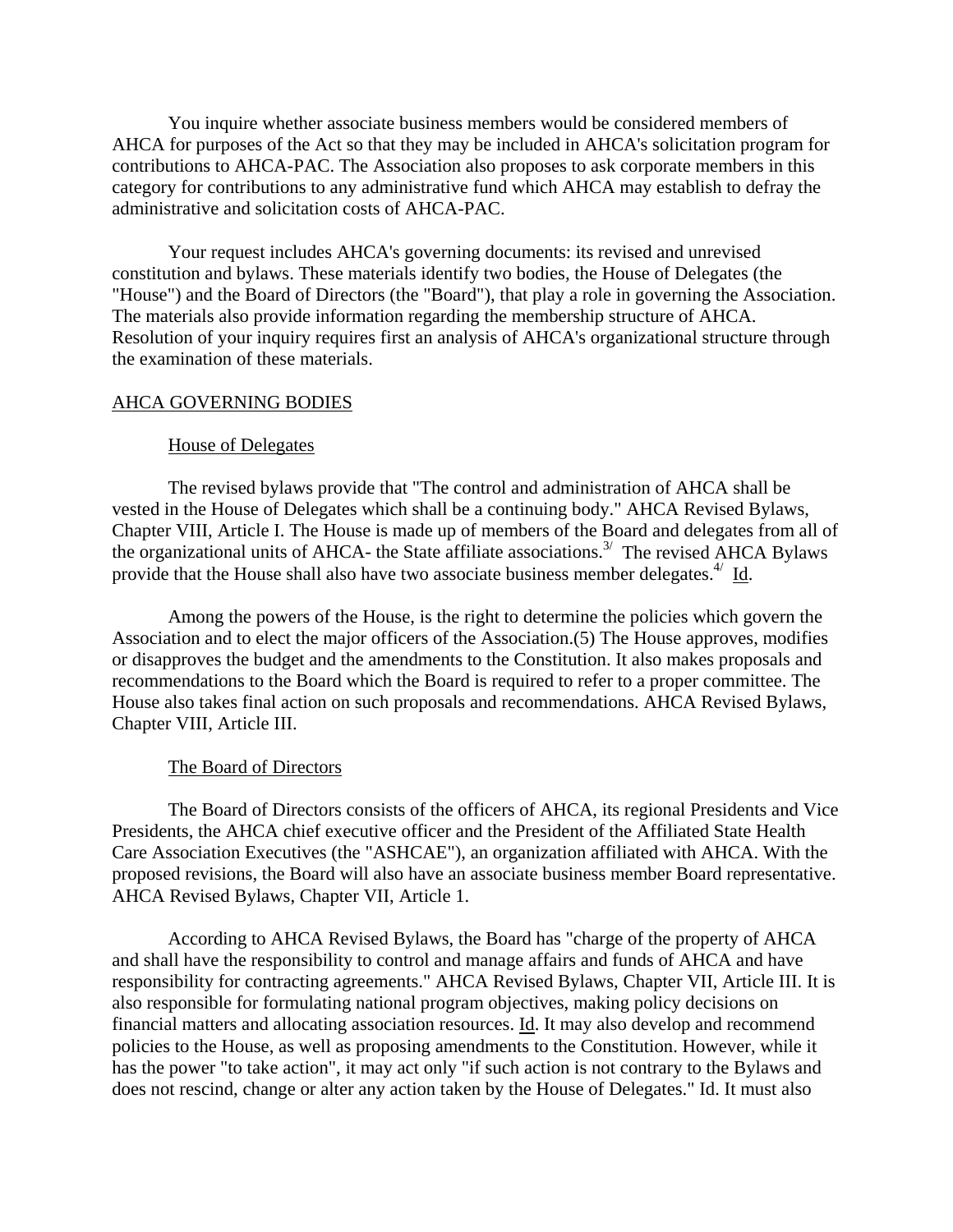You inquire whether associate business members would be considered members of AHCA for purposes of the Act so that they may be included in AHCA's solicitation program for contributions to AHCA-PAC. The Association also proposes to ask corporate members in this category for contributions to any administrative fund which AHCA may establish to defray the administrative and solicitation costs of AHCA-PAC.

Your request includes AHCA's governing documents: its revised and unrevised constitution and bylaws. These materials identify two bodies, the House of Delegates (the "House") and the Board of Directors (the "Board"), that play a role in governing the Association. The materials also provide information regarding the membership structure of AHCA. Resolution of your inquiry requires first an analysis of AHCA's organizational structure through the examination of these materials.

## AHCA GOVERNING BODIES

### House of Delegates

The revised bylaws provide that "The control and administration of AHCA shall be vested in the House of Delegates which shall be a continuing body." AHCA Revised Bylaws, Chapter VIII, Article I. The House is made up of members of the Board and delegates from all of the organizational units of AHCA- the State affiliate associations.[3/] The revised AHCA Bylaws provide that the House shall also have two associate business member delegates.[4/] Id.

Among the powers of the House, is the right to determine the policies which govern the Association and to elect the major officers of the Association.(5) The House approves, modifies or disapproves the budget and the amendments to the Constitution. It also makes proposals and recommendations to the Board which the Board is required to refer to a proper committee. The House also takes final action on such proposals and recommendations. AHCA Revised Bylaws, Chapter VIII, Article III.

### The Board of Directors

The Board of Directors consists of the officers of AHCA, its regional Presidents and Vice Presidents, the AHCA chief executive officer and the President of the Affiliated State Health Care Association Executives (the "ASHCAE"), an organization affiliated with AHCA. With the proposed revisions, the Board will also have an associate business member Board representative. AHCA Revised Bylaws, Chapter VII, Article 1.

According to AHCA Revised Bylaws, the Board has "charge of the property of AHCA and shall have the responsibility to control and manage affairs and funds of AHCA and have responsibility for contracting agreements." AHCA Revised Bylaws, Chapter VII, Article III. It is also responsible for formulating national program objectives, making policy decisions on financial matters and allocating association resources. Id. It may also develop and recommend policies to the House, as well as proposing amendments to the Constitution. However, while it has the power "to take action", it may act only "if such action is not contrary to the Bylaws and does not rescind, change or alter any action taken by the House of Delegates." Id. It must also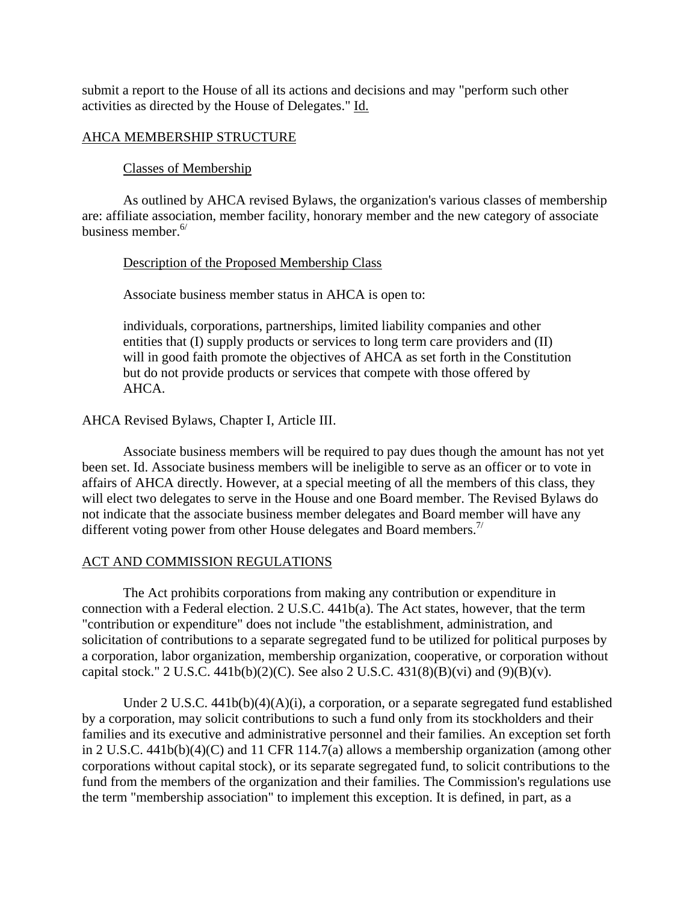submit a report to the House of all its actions and decisions and may "perform such other activities as directed by the House of Delegates." Id.

## AHCA MEMBERSHIP STRUCTURE

### Classes of Membership

As outlined by AHCA revised Bylaws, the organization's various classes of membership are: affiliate association, member facility, honorary member and the new category of associate business member.[6/]

### Description of the Proposed Membership Class

Associate business member status in AHCA is open to:

> individuals, corporations, partnerships, limited liability companies and other entities that (I) supply products or services to long term care providers and (II) will in good faith promote the objectives of AHCA as set forth in the Constitution but do not provide products or services that compete with those offered by AHCA.

AHCA Revised Bylaws, Chapter I, Article III.

Associate business members will be required to pay dues though the amount has not yet been set. Id. Associate business members will be ineligible to serve as an officer or to vote in affairs of AHCA directly. However, at a special meeting of all the members of this class, they will elect two delegates to serve in the House and one Board member. The Revised Bylaws do not indicate that the associate business member delegates and Board member will have any different voting power from other House delegates and Board members.[7/]

## ACT AND COMMISSION REGULATIONS

The Act prohibits corporations from making any contribution or expenditure in connection with a Federal election. 2 U.S.C. 441b(a). The Act states, however, that the term "contribution or expenditure" does not include "the establishment, administration, and solicitation of contributions to a separate segregated fund to be utilized for political purposes by a corporation, labor organization, membership organization, cooperative, or corporation without capital stock." 2 U.S.C. 441b(b)(2)(C). See also 2 U.S.C. 431(8)(B)(vi) and (9)(B)(v).

Under 2 U.S.C. 441b(b)(4)(A)(i), a corporation, or a separate segregated fund established by a corporation, may solicit contributions to such a fund only from its stockholders and their families and its executive and administrative personnel and their families. An exception set forth in 2 U.S.C. 441b(b)(4)(C) and 11 CFR 114.7(a) allows a membership organization (among other corporations without capital stock), or its separate segregated fund, to solicit contributions to the fund from the members of the organization and their families. The Commission's regulations use the term "membership association" to implement this exception. It is defined, in part, as a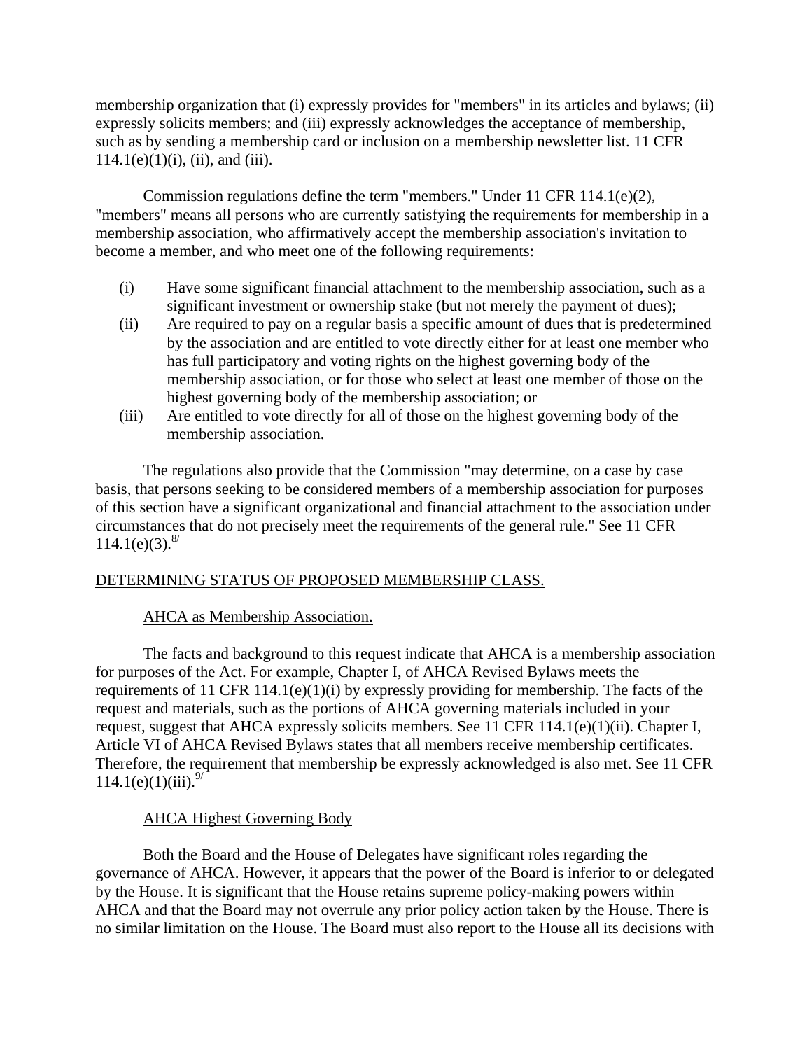membership organization that (i) expressly provides for "members" in its articles and bylaws; (ii) expressly solicits members; and (iii) expressly acknowledges the acceptance of membership, such as by sending a membership card or inclusion on a membership newsletter list. 11 CFR 114.1(e)(1)(i), (ii), and (iii).

Commission regulations define the term "members." Under 11 CFR 114.1(e)(2), "members" means all persons who are currently satisfying the requirements for membership in a membership association, who affirmatively accept the membership association's invitation to become a member, and who meet one of the following requirements:

(i) Have some significant financial attachment to the membership association, such as a significant investment or ownership stake (but not merely the payment of dues);

(ii) Are required to pay on a regular basis a specific amount of dues that is predetermined by the association and are entitled to vote directly either for at least one member who has full participatory and voting rights on the highest governing body of the membership association, or for those who select at least one member of those on the highest governing body of the membership association; or

(iii) Are entitled to vote directly for all of those on the highest governing body of the membership association.

The regulations also provide that the Commission "may determine, on a case by case basis, that persons seeking to be considered members of a membership association for purposes of this section have a significant organizational and financial attachment to the association under circumstances that do not precisely meet the requirements of the general rule." See 11 CFR 114.1(e)(3).[8/]

DETERMINING STATUS OF PROPOSED MEMBERSHIP CLASS.

AHCA as Membership Association.

The facts and background to this request indicate that AHCA is a membership association for purposes of the Act. For example, Chapter I, of AHCA Revised Bylaws meets the requirements of 11 CFR 114.1(e)(1)(i) by expressly providing for membership. The facts of the request and materials, such as the portions of AHCA governing materials included in your request, suggest that AHCA expressly solicits members. See 11 CFR 114.1(e)(1)(ii). Chapter I, Article VI of AHCA Revised Bylaws states that all members receive membership certificates. Therefore, the requirement that membership be expressly acknowledged is also met. See 11 CFR 114.1(e)(1)(iii).[9/]

AHCA Highest Governing Body

Both the Board and the House of Delegates have significant roles regarding the governance of AHCA. However, it appears that the power of the Board is inferior to or delegated by the House. It is significant that the House retains supreme policy-making powers within AHCA and that the Board may not overrule any prior policy action taken by the House. There is no similar limitation on the House. The Board must also report to the House all its decisions with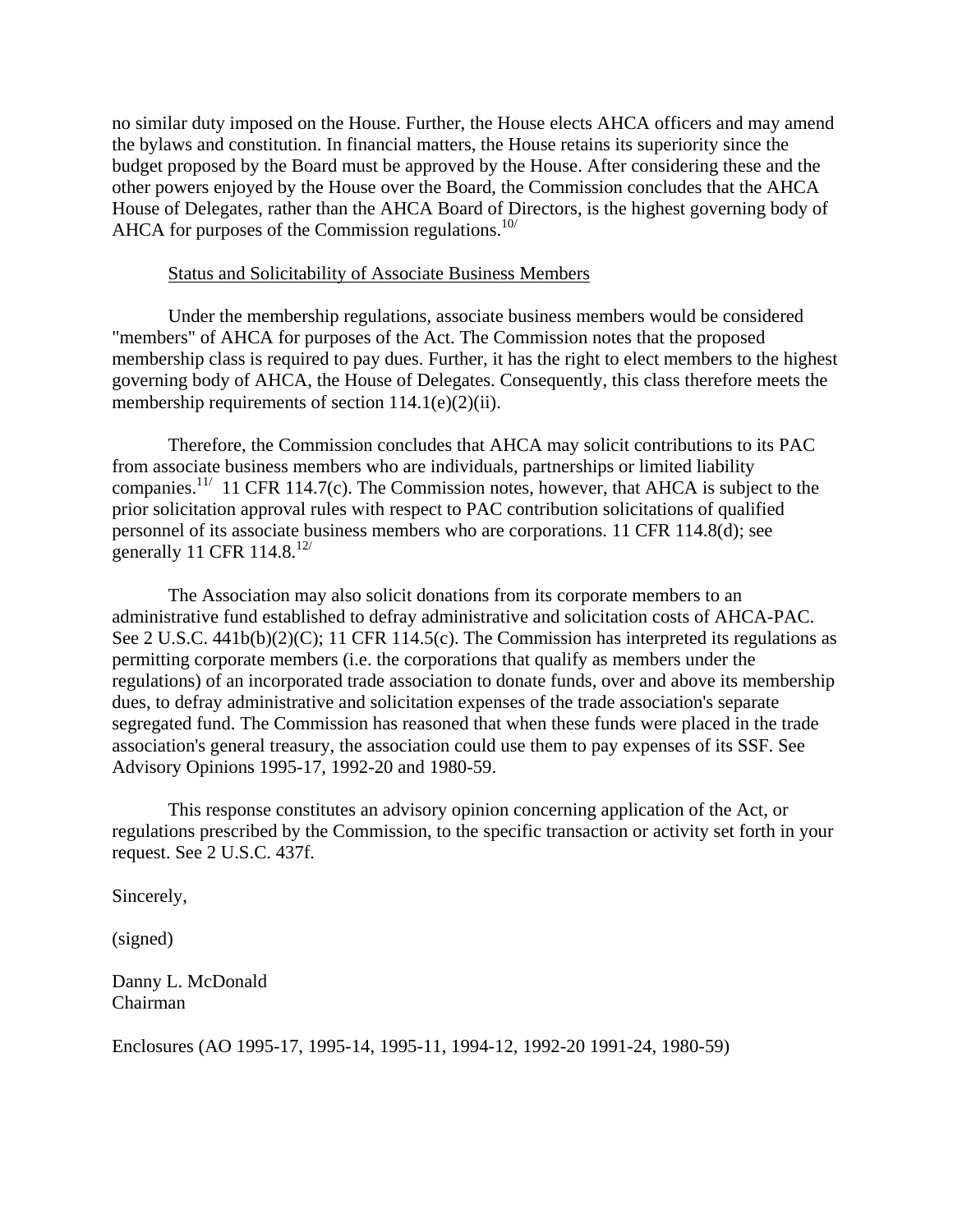no similar duty imposed on the House. Further, the House elects AHCA officers and may amend the bylaws and constitution. In financial matters, the House retains its superiority since the budget proposed by the Board must be approved by the House. After considering these and the other powers enjoyed by the House over the Board, the Commission concludes that the AHCA House of Delegates, rather than the AHCA Board of Directors, is the highest governing body of AHCA for purposes of the Commission regulations.[10/]

Status and Solicitability of Associate Business Members

Under the membership regulations, associate business members would be considered "members" of AHCA for purposes of the Act. The Commission notes that the proposed membership class is required to pay dues. Further, it has the right to elect members to the highest governing body of AHCA, the House of Delegates. Consequently, this class therefore meets the membership requirements of section 114.1(e)(2)(ii).

Therefore, the Commission concludes that AHCA may solicit contributions to its PAC from associate business members who are individuals, partnerships or limited liability companies.[11/] 11 CFR 114.7(c). The Commission notes, however, that AHCA is subject to the prior solicitation approval rules with respect to PAC contribution solicitations of qualified personnel of its associate business members who are corporations. 11 CFR 114.8(d); see generally 11 CFR 114.8.[12/]

The Association may also solicit donations from its corporate members to an administrative fund established to defray administrative and solicitation costs of AHCA-PAC. See 2 U.S.C. 441b(b)(2)(C); 11 CFR 114.5(c). The Commission has interpreted its regulations as permitting corporate members (i.e. the corporations that qualify as members under the regulations) of an incorporated trade association to donate funds, over and above its membership dues, to defray administrative and solicitation expenses of the trade association's separate segregated fund. The Commission has reasoned that when these funds were placed in the trade association's general treasury, the association could use them to pay expenses of its SSF. See Advisory Opinions 1995-17, 1992-20 and 1980-59.

This response constitutes an advisory opinion concerning application of the Act, or regulations prescribed by the Commission, to the specific transaction or activity set forth in your request. See 2 U.S.C. 437f.

Sincerely,

(signed)

Danny L. McDonald
Chairman

Enclosures (AO 1995-17, 1995-14, 1995-11, 1994-12, 1992-20 1991-24, 1980-59)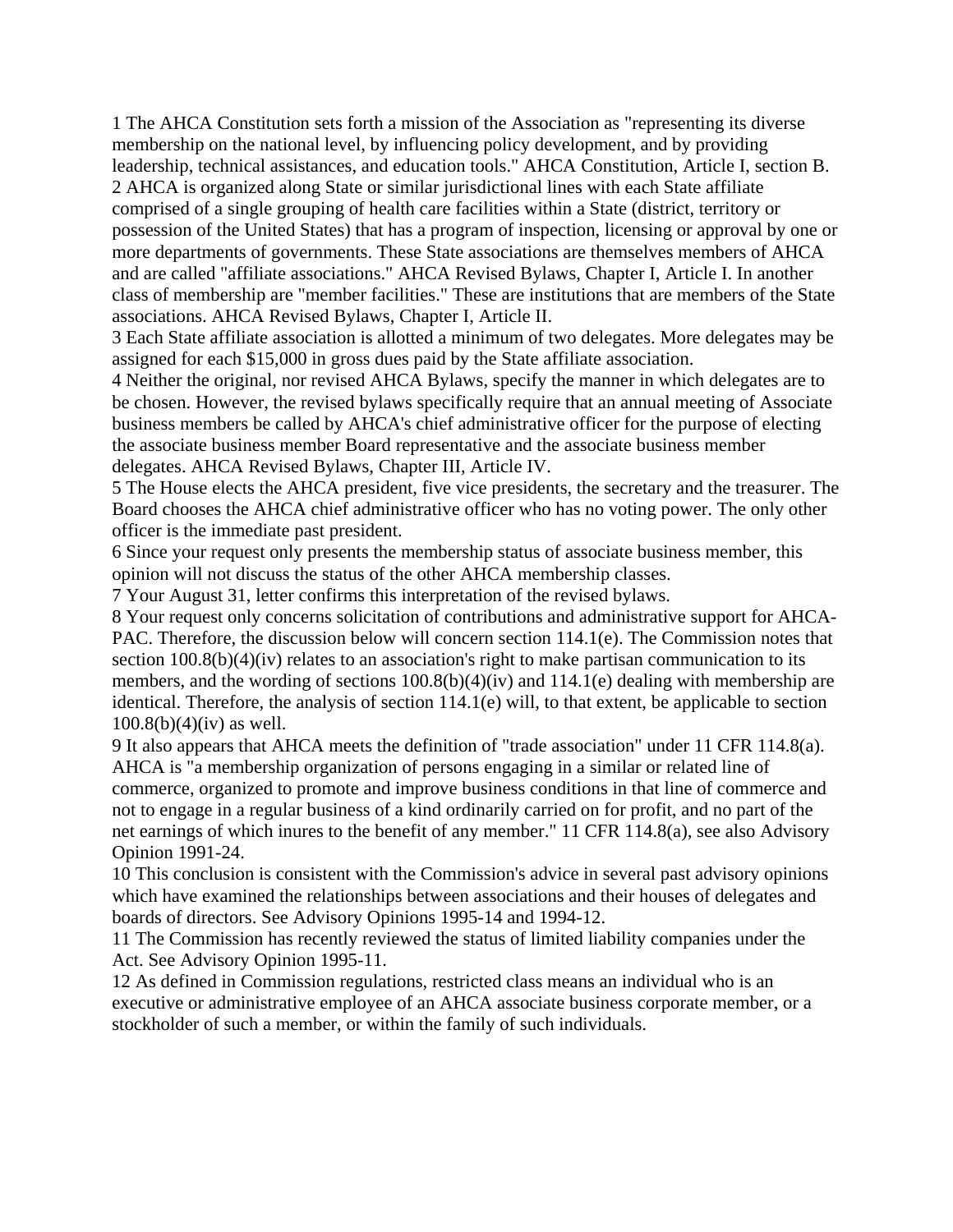1 The AHCA Constitution sets forth a mission of the Association as "representing its diverse membership on the national level, by influencing policy development, and by providing leadership, technical assistances, and education tools." AHCA Constitution, Article I, section B.

2 AHCA is organized along State or similar jurisdictional lines with each State affiliate comprised of a single grouping of health care facilities within a State (district, territory or possession of the United States) that has a program of inspection, licensing or approval by one or more departments of governments. These State associations are themselves members of AHCA and are called "affiliate associations." AHCA Revised Bylaws, Chapter I, Article I. In another class of membership are "member facilities." These are institutions that are members of the State associations. AHCA Revised Bylaws, Chapter I, Article II.

3 Each State affiliate association is allotted a minimum of two delegates. More delegates may be assigned for each $15,000 in gross dues paid by the State affiliate association.

4 Neither the original, nor revised AHCA Bylaws, specify the manner in which delegates are to be chosen. However, the revised bylaws specifically require that an annual meeting of Associate business members be called by AHCA's chief administrative officer for the purpose of electing the associate business member Board representative and the associate business member delegates. AHCA Revised Bylaws, Chapter III, Article IV.

5 The House elects the AHCA president, five vice presidents, the secretary and the treasurer. The Board chooses the AHCA chief administrative officer who has no voting power. The only other officer is the immediate past president.

6 Since your request only presents the membership status of associate business member, this opinion will not discuss the status of the other AHCA membership classes.

7 Your August 31, letter confirms this interpretation of the revised bylaws.

8 Your request only concerns solicitation of contributions and administrative support for AHCA-PAC. Therefore, the discussion below will concern section 114.1(e). The Commission notes that section 100.8(b)(4)(iv) relates to an association's right to make partisan communication to its members, and the wording of sections 100.8(b)(4)(iv) and 114.1(e) dealing with membership are identical. Therefore, the analysis of section 114.1(e) will, to that extent, be applicable to section 100.8(b)(4)(iv) as well.

9 It also appears that AHCA meets the definition of "trade association" under 11 CFR 114.8(a). AHCA is "a membership organization of persons engaging in a similar or related line of commerce, organized to promote and improve business conditions in that line of commerce and not to engage in a regular business of a kind ordinarily carried on for profit, and no part of the net earnings of which inures to the benefit of any member." 11 CFR 114.8(a), see also Advisory Opinion 1991-24.

10 This conclusion is consistent with the Commission's advice in several past advisory opinions which have examined the relationships between associations and their houses of delegates and boards of directors. See Advisory Opinions 1995-14 and 1994-12.

11 The Commission has recently reviewed the status of limited liability companies under the Act. See Advisory Opinion 1995-11.

12 As defined in Commission regulations, restricted class means an individual who is an executive or administrative employee of an AHCA associate business corporate member, or a stockholder of such a member, or within the family of such individuals.